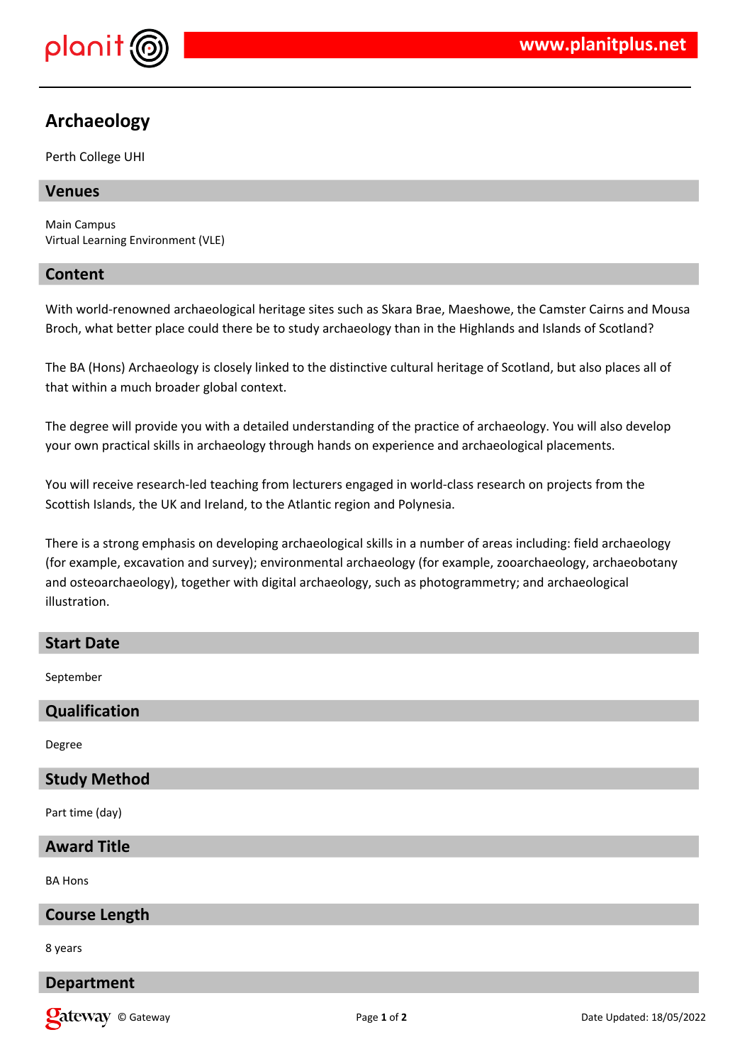# Archaeology

Perth College UHI

## Venues

Main Campus
Virtual Learning Environment (VLE)

## Content

With world-renowned archaeological heritage sites such as Skara Brae, Maeshowe, the Camster Cairns and Mousa Broch, what better place could there be to study archaeology than in the Highlands and Islands of Scotland?

The BA (Hons) Archaeology is closely linked to the distinctive cultural heritage of Scotland, but also places all of that within a much broader global context.

The degree will provide you with a detailed understanding of the practice of archaeology. You will also develop your own practical skills in archaeology through hands on experience and archaeological placements.

You will receive research-led teaching from lecturers engaged in world-class research on projects from the Scottish Islands, the UK and Ireland, to the Atlantic region and Polynesia.

There is a strong emphasis on developing archaeological skills in a number of areas including: field archaeology (for example, excavation and survey); environmental archaeology (for example, zooarchaeology, archaeobotany and osteoarchaeology), together with digital archaeology, such as photogrammetry; and archaeological illustration.

## Start Date

September

## Qualification

Degree

## Study Method

Part time (day)

## Award Title

BA Hons

## Course Length

8 years

## Department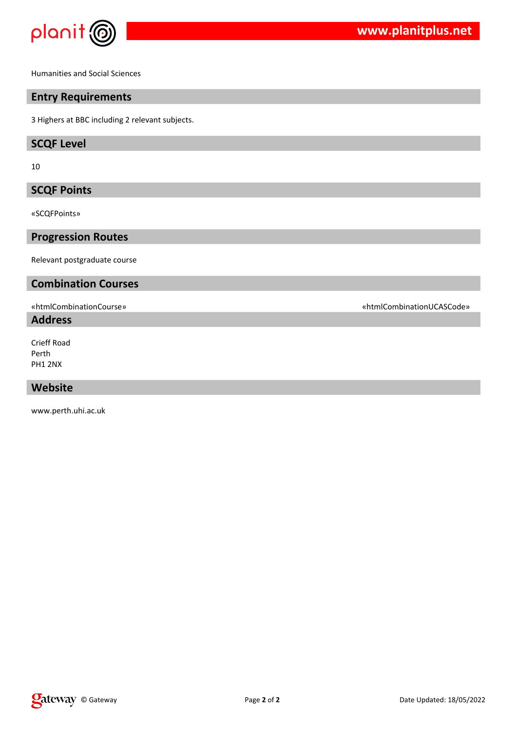Humanities and Social Sciences

## Entry Requirements

3 Highers at BBC including 2 relevant subjects.

## SCQF Level

10

## SCQF Points

«SCQFPoints»

## Progression Routes

Relevant postgraduate course

## Combination Courses

«htmlCombinationCourse» «htmlCombinationUCASCode»

## Address

Crieff Road
Perth
PH1 2NX

## Website

www.perth.uhi.ac.uk